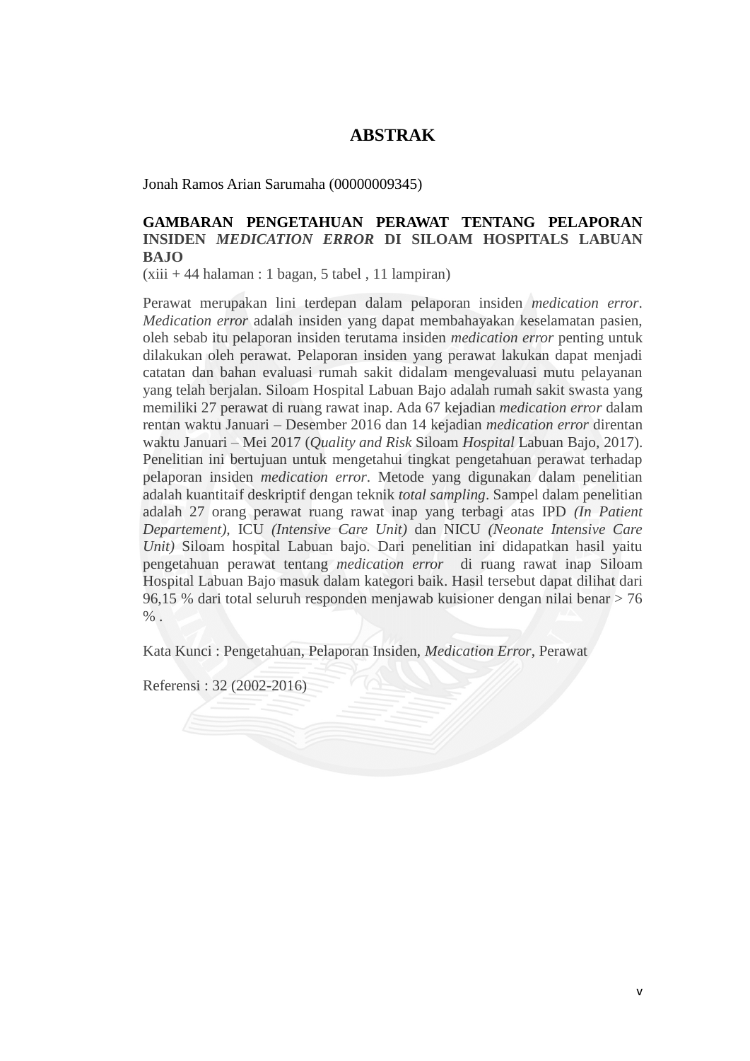# ABSTRAK

Jonah Ramos Arian Sarumaha (00000009345)

**GAMBARAN PENGETAHUAN PERAWAT TENTANG PELAPORAN INSIDEN *MEDICATION ERROR* DI SILOAM HOSPITALS LABUAN BAJO**

(xiii + 44 halaman : 1 bagan, 5 tabel , 11 lampiran)

Perawat merupakan lini terdepan dalam pelaporan insiden *medication error*. *Medication error* adalah insiden yang dapat membahayakan keselamatan pasien, oleh sebab itu pelaporan insiden terutama insiden *medication error* penting untuk dilakukan oleh perawat. Pelaporan insiden yang perawat lakukan dapat menjadi catatan dan bahan evaluasi rumah sakit didalam mengevaluasi mutu pelayanan yang telah berjalan. Siloam Hospital Labuan Bajo adalah rumah sakit swasta yang memiliki 27 perawat di ruang rawat inap. Ada 67 kejadian *medication error* dalam rentan waktu Januari – Desember 2016 dan 14 kejadian *medication error* direntan waktu Januari – Mei 2017 (*Quality and Risk* Siloam *Hospital* Labuan Bajo, 2017). Penelitian ini bertujuan untuk mengetahui tingkat pengetahuan perawat terhadap pelaporan insiden *medication error*. Metode yang digunakan dalam penelitian adalah kuantitaif deskriptif dengan teknik *total sampling*. Sampel dalam penelitian adalah 27 orang perawat ruang rawat inap yang terbagi atas IPD *(In Patient Departement),* ICU *(Intensive Care Unit)* dan NICU *(Neonate Intensive Care Unit)* Siloam hospital Labuan bajo. Dari penelitian ini didapatkan hasil yaitu pengetahuan perawat tentang *medication error* di ruang rawat inap Siloam Hospital Labuan Bajo masuk dalam kategori baik. Hasil tersebut dapat dilihat dari 96,15 % dari total seluruh responden menjawab kuisioner dengan nilai benar > 76 % .

Kata Kunci : Pengetahuan, Pelaporan Insiden, *Medication Error*, Perawat

Referensi : 32 (2002-2016)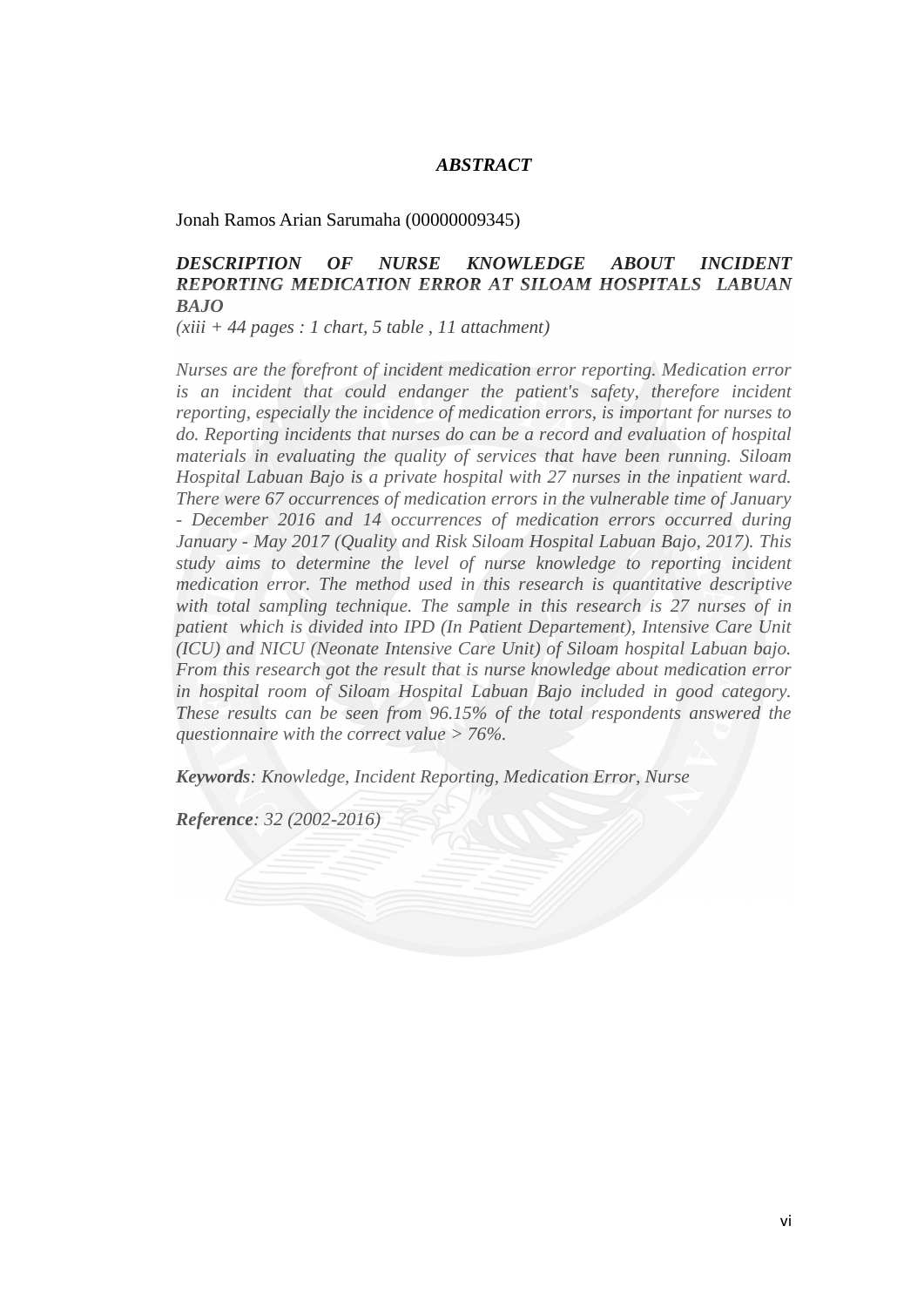# *ABSTRACT*

Jonah Ramos Arian Sarumaha (00000009345)

***DESCRIPTION OF NURSE KNOWLEDGE ABOUT INCIDENT REPORTING MEDICATION ERROR AT SILOAM HOSPITALS LABUAN BAJO***

*(xiii + 44 pages : 1 chart, 5 table , 11 attachment)*

*Nurses are the forefront of incident medication error reporting. Medication error is an incident that could endanger the patient's safety, therefore incident reporting, especially the incidence of medication errors, is important for nurses to do. Reporting incidents that nurses do can be a record and evaluation of hospital materials in evaluating the quality of services that have been running. Siloam Hospital Labuan Bajo is a private hospital with 27 nurses in the inpatient ward. There were 67 occurrences of medication errors in the vulnerable time of January - December 2016 and 14 occurrences of medication errors occurred during January - May 2017 (Quality and Risk Siloam Hospital Labuan Bajo, 2017). This study aims to determine the level of nurse knowledge to reporting incident medication error. The method used in this research is quantitative descriptive with total sampling technique. The sample in this research is 27 nurses of in patient which is divided into IPD (In Patient Departement), Intensive Care Unit (ICU) and NICU (Neonate Intensive Care Unit) of Siloam hospital Labuan bajo. From this research got the result that is nurse knowledge about medication error in hospital room of Siloam Hospital Labuan Bajo included in good category. These results can be seen from 96.15% of the total respondents answered the questionnaire with the correct value > 76%.*

***Keywords**: Knowledge, Incident Reporting, Medication Error, Nurse*

***Reference**: 32 (2002-2016)*